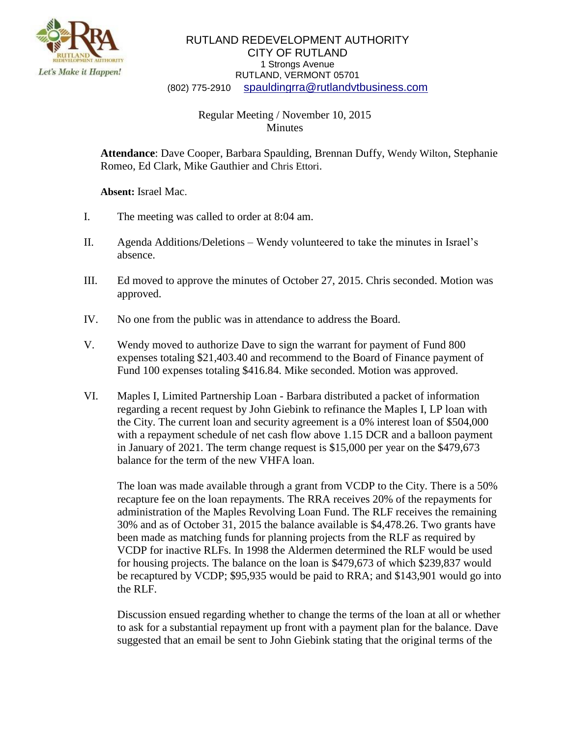RUTLAND REDEVELOPMENT AUTHORITY
CITY OF RUTLAND
1 Strongs Avenue
RUTLAND, VERMONT 05701
(802) 775-2910 spauldingrra@rutlandvtbusiness.com

Regular Meeting / November 10, 2015
Minutes

**Attendance**: Dave Cooper, Barbara Spaulding, Brennan Duffy, Wendy Wilton, Stephanie Romeo, Ed Clark, Mike Gauthier and Chris Ettori.

**Absent:** Israel Mac.

I. The meeting was called to order at 8:04 am.

II. Agenda Additions/Deletions – Wendy volunteered to take the minutes in Israel's absence.

III. Ed moved to approve the minutes of October 27, 2015. Chris seconded. Motion was approved.

IV. No one from the public was in attendance to address the Board.

V. Wendy moved to authorize Dave to sign the warrant for payment of Fund 800 expenses totaling $21,403.40 and recommend to the Board of Finance payment of Fund 100 expenses totaling $416.84. Mike seconded. Motion was approved.

VI. Maples I, Limited Partnership Loan - Barbara distributed a packet of information regarding a recent request by John Giebink to refinance the Maples I, LP loan with the City. The current loan and security agreement is a 0% interest loan of $504,000 with a repayment schedule of net cash flow above 1.15 DCR and a balloon payment in January of 2021. The term change request is $15,000 per year on the $479,673 balance for the term of the new VHFA loan.

The loan was made available through a grant from VCDP to the City. There is a 50% recapture fee on the loan repayments. The RRA receives 20% of the repayments for administration of the Maples Revolving Loan Fund. The RLF receives the remaining 30% and as of October 31, 2015 the balance available is $4,478.26. Two grants have been made as matching funds for planning projects from the RLF as required by VCDP for inactive RLFs. In 1998 the Aldermen determined the RLF would be used for housing projects. The balance on the loan is $479,673 of which $239,837 would be recaptured by VCDP; $95,935 would be paid to RRA; and $143,901 would go into the RLF.

Discussion ensued regarding whether to change the terms of the loan at all or whether to ask for a substantial repayment up front with a payment plan for the balance. Dave suggested that an email be sent to John Giebink stating that the original terms of the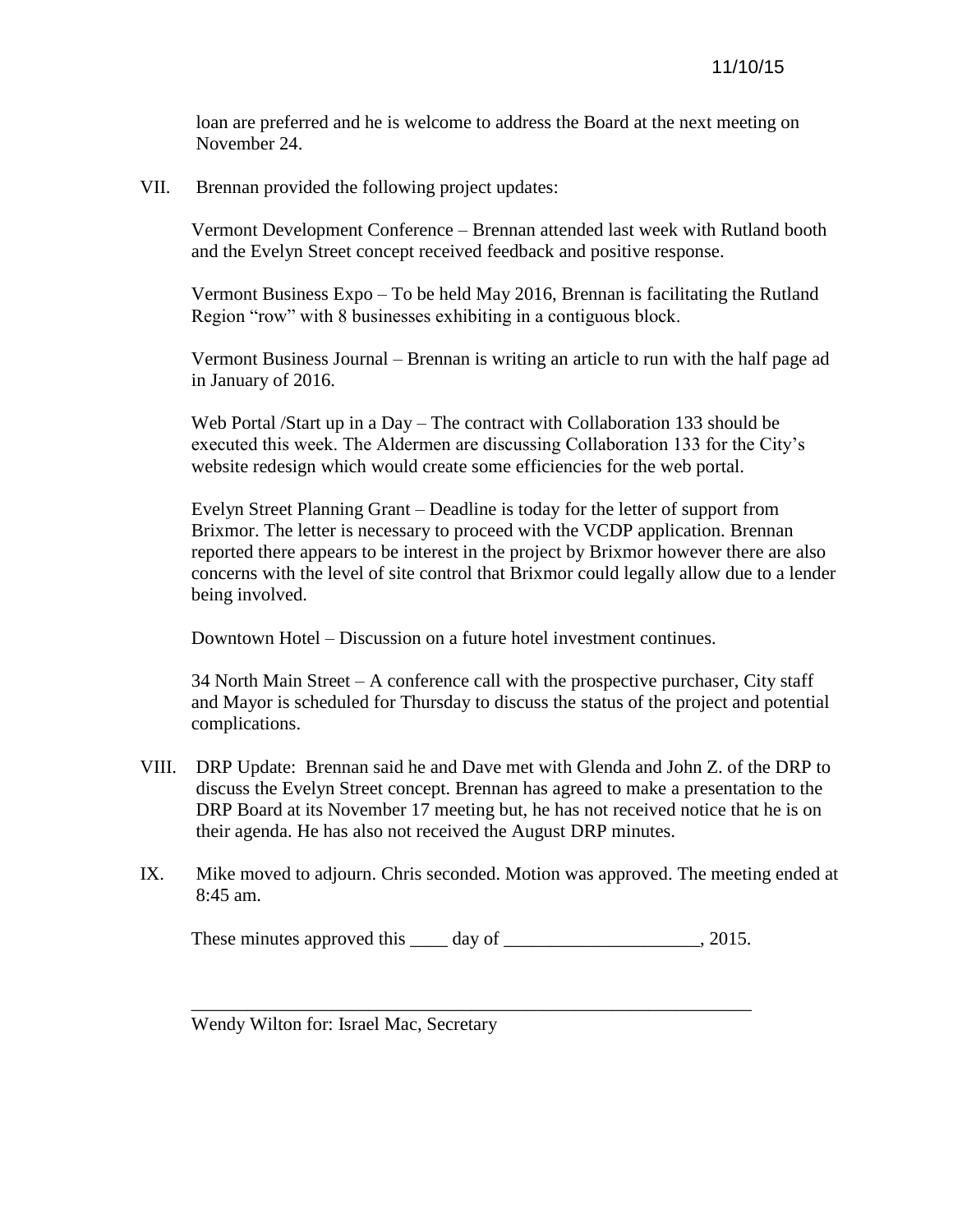loan are preferred and he is welcome to address the Board at the next meeting on November 24.

VII. Brennan provided the following project updates:

Vermont Development Conference – Brennan attended last week with Rutland booth and the Evelyn Street concept received feedback and positive response.

Vermont Business Expo – To be held May 2016, Brennan is facilitating the Rutland Region "row" with 8 businesses exhibiting in a contiguous block.

Vermont Business Journal – Brennan is writing an article to run with the half page ad in January of 2016.

Web Portal /Start up in a Day – The contract with Collaboration 133 should be executed this week. The Aldermen are discussing Collaboration 133 for the City's website redesign which would create some efficiencies for the web portal.

Evelyn Street Planning Grant – Deadline is today for the letter of support from Brixmor. The letter is necessary to proceed with the VCDP application. Brennan reported there appears to be interest in the project by Brixmor however there are also concerns with the level of site control that Brixmor could legally allow due to a lender being involved.

Downtown Hotel – Discussion on a future hotel investment continues.

34 North Main Street – A conference call with the prospective purchaser, City staff and Mayor is scheduled for Thursday to discuss the status of the project and potential complications.

VIII. DRP Update: Brennan said he and Dave met with Glenda and John Z. of the DRP to discuss the Evelyn Street concept. Brennan has agreed to make a presentation to the DRP Board at its November 17 meeting but, he has not received notice that he is on their agenda. He has also not received the August DRP minutes.

IX. Mike moved to adjourn. Chris seconded. Motion was approved. The meeting ended at 8:45 am.

These minutes approved this ____ day of ____________________, 2015.

_____________________________________________________________

Wendy Wilton for: Israel Mac, Secretary